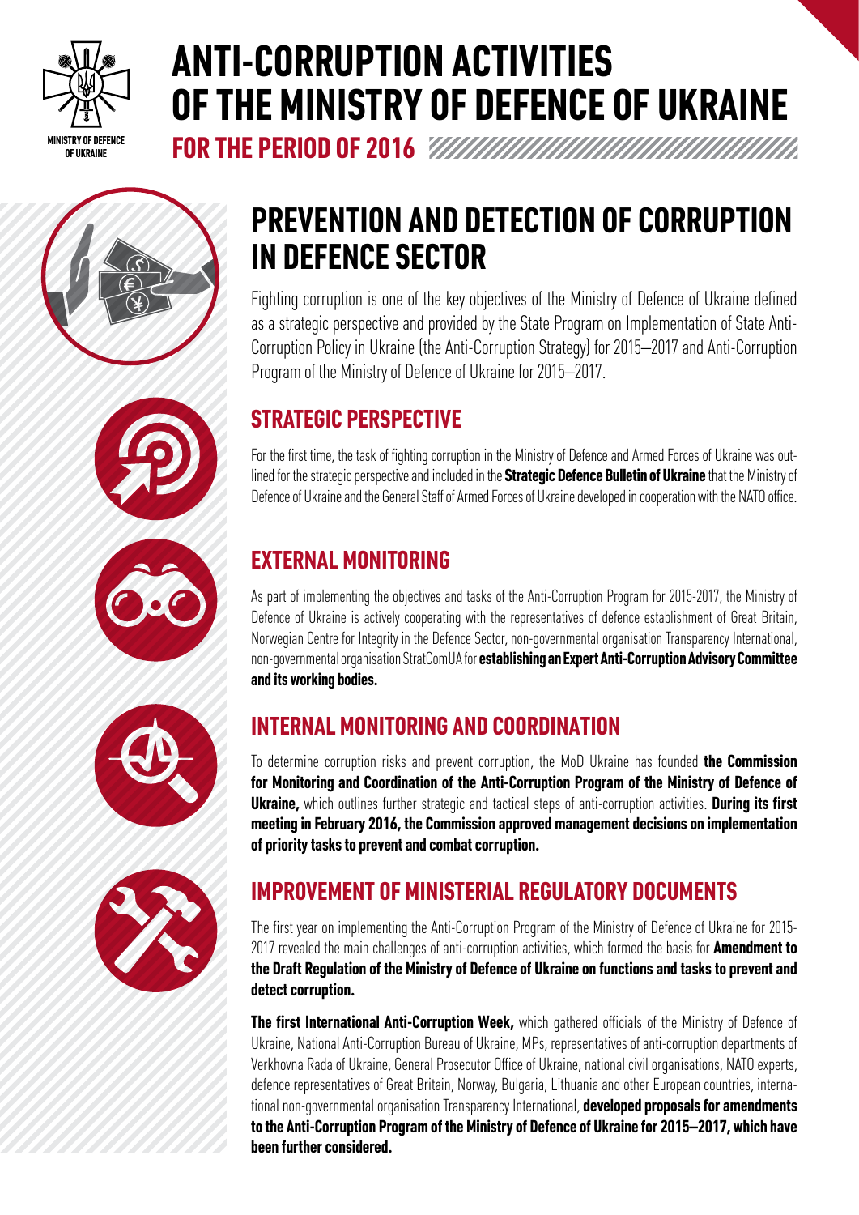# ANTI-CORRUPTION ACTIVITIES OF THE MINISTRY OF DEFENCE OF UKRAINE

MINISTRY OF DEFENCE OF UKRAINE

**FOR THE PERIOD OF 2016**

## PREVENTION AND DETECTION OF CORRUPTION IN DEFENCE SECTOR

Fighting corruption is one of the key objectives of the Ministry of Defence of Ukraine defined as a strategic perspective and provided by the State Program on Implementation of State Anti-Corruption Policy in Ukraine (the Anti-Corruption Strategy) for 2015–2017 and Anti-Corruption Program of the Ministry of Defence of Ukraine for 2015–2017.

### STRATEGIC PERSPECTIVE

For the first time, the task of fighting corruption in the Ministry of Defence and Armed Forces of Ukraine was outlined for the strategic perspective and included in the **Strategic Defence Bulletin of Ukraine** that the Ministry of Defence of Ukraine and the General Staff of Armed Forces of Ukraine developed in cooperation with the NATO office.

### EXTERNAL MONITORING

As part of implementing the objectives and tasks of the Anti-Corruption Program for 2015-2017, the Ministry of Defence of Ukraine is actively cooperating with the representatives of defence establishment of Great Britain, Norwegian Centre for Integrity in the Defence Sector, non-governmental organisation Transparency International, non-governmental organisation StratComUA for **establishing an Expert Anti-Corruption Advisory Committee and its working bodies.**

### INTERNAL MONITORING AND COORDINATION

To determine corruption risks and prevent corruption, the MoD Ukraine has founded **the Commission for Monitoring and Coordination of the Anti-Corruption Program of the Ministry of Defence of Ukraine,** which outlines further strategic and tactical steps of anti-corruption activities. **During its first meeting in February 2016, the Commission approved management decisions on implementation of priority tasks to prevent and combat corruption.**

### IMPROVEMENT OF MINISTERIAL REGULATORY DOCUMENTS

The first year on implementing the Anti-Corruption Program of the Ministry of Defence of Ukraine for 2015-2017 revealed the main challenges of anti-corruption activities, which formed the basis for **Amendment to the Draft Regulation of the Ministry of Defence of Ukraine on functions and tasks to prevent and detect corruption.**

**The first International Anti-Corruption Week,** which gathered officials of the Ministry of Defence of Ukraine, National Anti-Corruption Bureau of Ukraine, MPs, representatives of anti-corruption departments of Verkhovna Rada of Ukraine, General Prosecutor Office of Ukraine, national civil organisations, NATO experts, defence representatives of Great Britain, Norway, Bulgaria, Lithuania and other European countries, international non-governmental organisation Transparency International, **developed proposals for amendments to the Anti-Corruption Program of the Ministry of Defence of Ukraine for 2015–2017, which have been further considered.**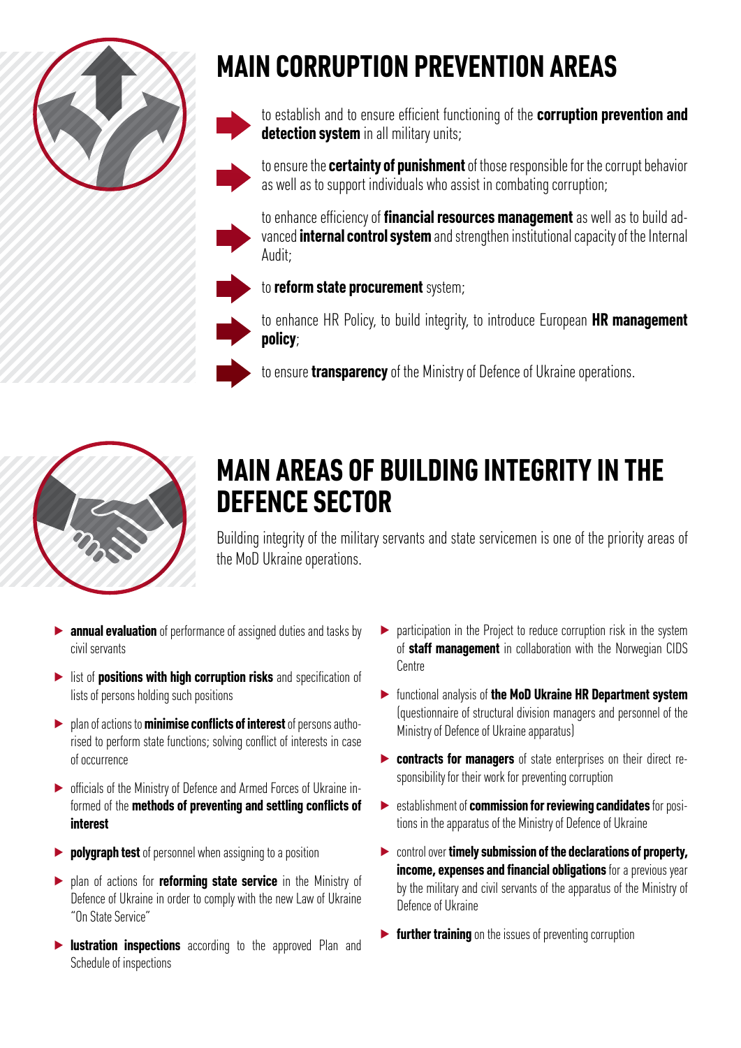# MAIN CORRUPTION PREVENTION AREAS

- to establish and to ensure efficient functioning of the **corruption prevention and detection system** in all military units;
- to ensure the **certainty of punishment** of those responsible for the corrupt behavior as well as to support individuals who assist in combating corruption;
- to enhance efficiency of **financial resources management** as well as to build advanced **internal control system** and strengthen institutional capacity of the Internal Audit;
- to **reform state procurement** system;
- to enhance HR Policy, to build integrity, to introduce European **HR management policy**;
- to ensure **transparency** of the Ministry of Defence of Ukraine operations.

# MAIN AREAS OF BUILDING INTEGRITY IN THE DEFENCE SECTOR

Building integrity of the military servants and state servicemen is one of the priority areas of the MoD Ukraine operations.

- **annual evaluation** of performance of assigned duties and tasks by civil servants
- list of **positions with high corruption risks** and specification of lists of persons holding such positions
- plan of actions to **minimise conflicts of interest** of persons authorised to perform state functions; solving conflict of interests in case of occurrence
- officials of the Ministry of Defence and Armed Forces of Ukraine informed of the **methods of preventing and settling conflicts of interest**
- **polygraph test** of personnel when assigning to a position
- plan of actions for **reforming state service** in the Ministry of Defence of Ukraine in order to comply with the new Law of Ukraine "On State Service"
- **lustration inspections** according to the approved Plan and Schedule of inspections
- participation in the Project to reduce corruption risk in the system of **staff management** in collaboration with the Norwegian CIDS Centre
- functional analysis of **the MoD Ukraine HR Department system** (questionnaire of structural division managers and personnel of the Ministry of Defence of Ukraine apparatus)
- **contracts for managers** of state enterprises on their direct responsibility for their work for preventing corruption
- establishment of **commission for reviewing candidates** for positions in the apparatus of the Ministry of Defence of Ukraine
- control over **timely submission of the declarations of property, income, expenses and financial obligations** for a previous year by the military and civil servants of the apparatus of the Ministry of Defence of Ukraine
- **further training** on the issues of preventing corruption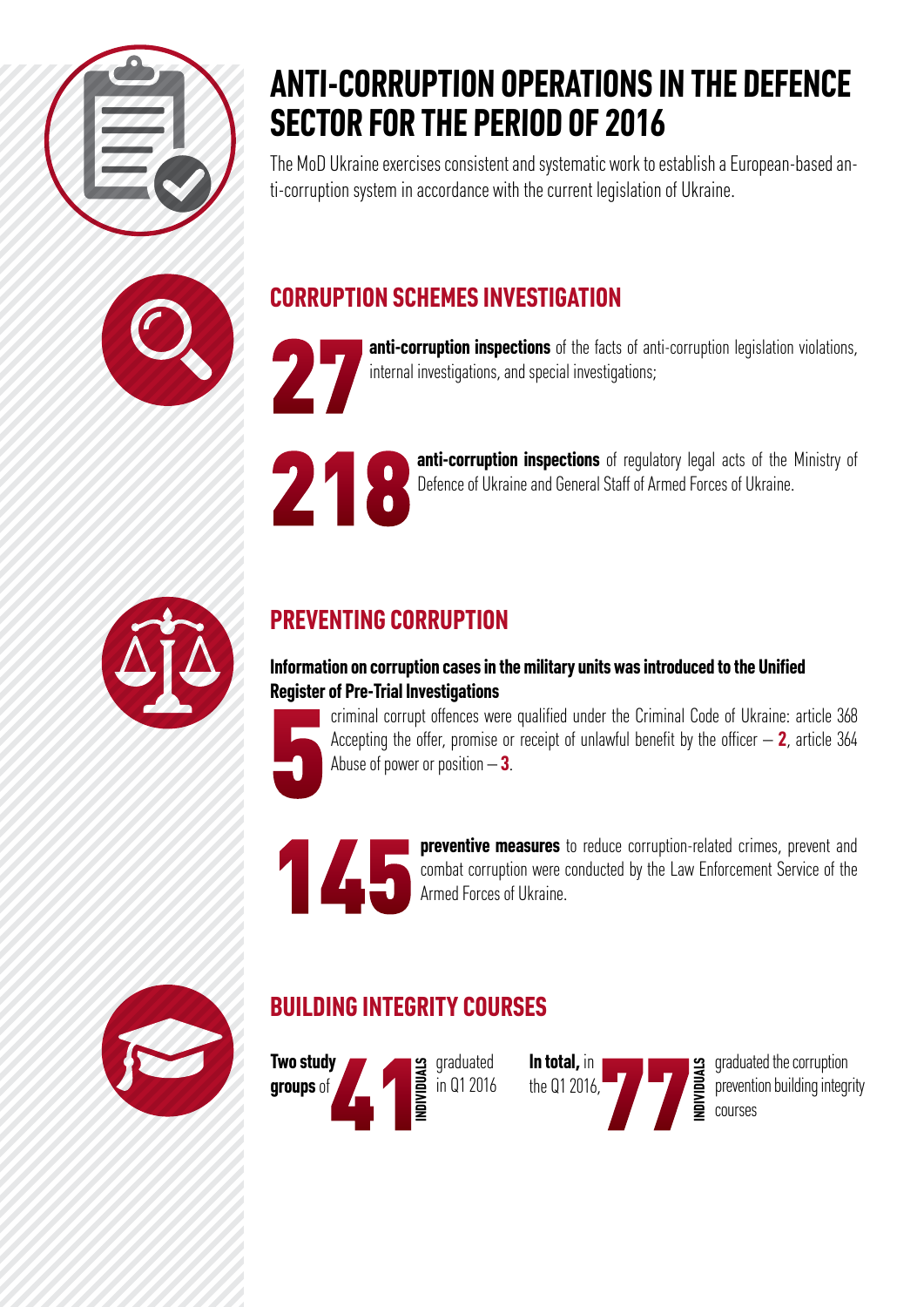# ANTI-CORRUPTION OPERATIONS IN THE DEFENCE SECTOR FOR THE PERIOD OF 2016

The MoD Ukraine exercises consistent and systematic work to establish a European-based anti-corruption system in accordance with the current legislation of Ukraine.

## CORRUPTION SCHEMES INVESTIGATION

**27** **anti-corruption inspections** of the facts of anti-corruption legislation violations, internal investigations, and special investigations;

**218** **anti-corruption inspections** of regulatory legal acts of the Ministry of Defence of Ukraine and General Staff of Armed Forces of Ukraine.

## PREVENTING CORRUPTION

**Information on corruption cases in the military units was introduced to the Unified Register of Pre-Trial Investigations**

**5** criminal corrupt offences were qualified under the Criminal Code of Ukraine: article 368 Accepting the offer, promise or receipt of unlawful benefit by the officer – **2**, article 364 Abuse of power or position – **3**.

**145** **preventive measures** to reduce corruption-related crimes, prevent and combat corruption were conducted by the Law Enforcement Service of the Armed Forces of Ukraine.

## BUILDING INTEGRITY COURSES

**Two study groups** of **41** INDIVIDUALS graduated in Q1 2016

**In total,** in the Q1 2016, **77** INDIVIDUALS graduated the corruption prevention building integrity courses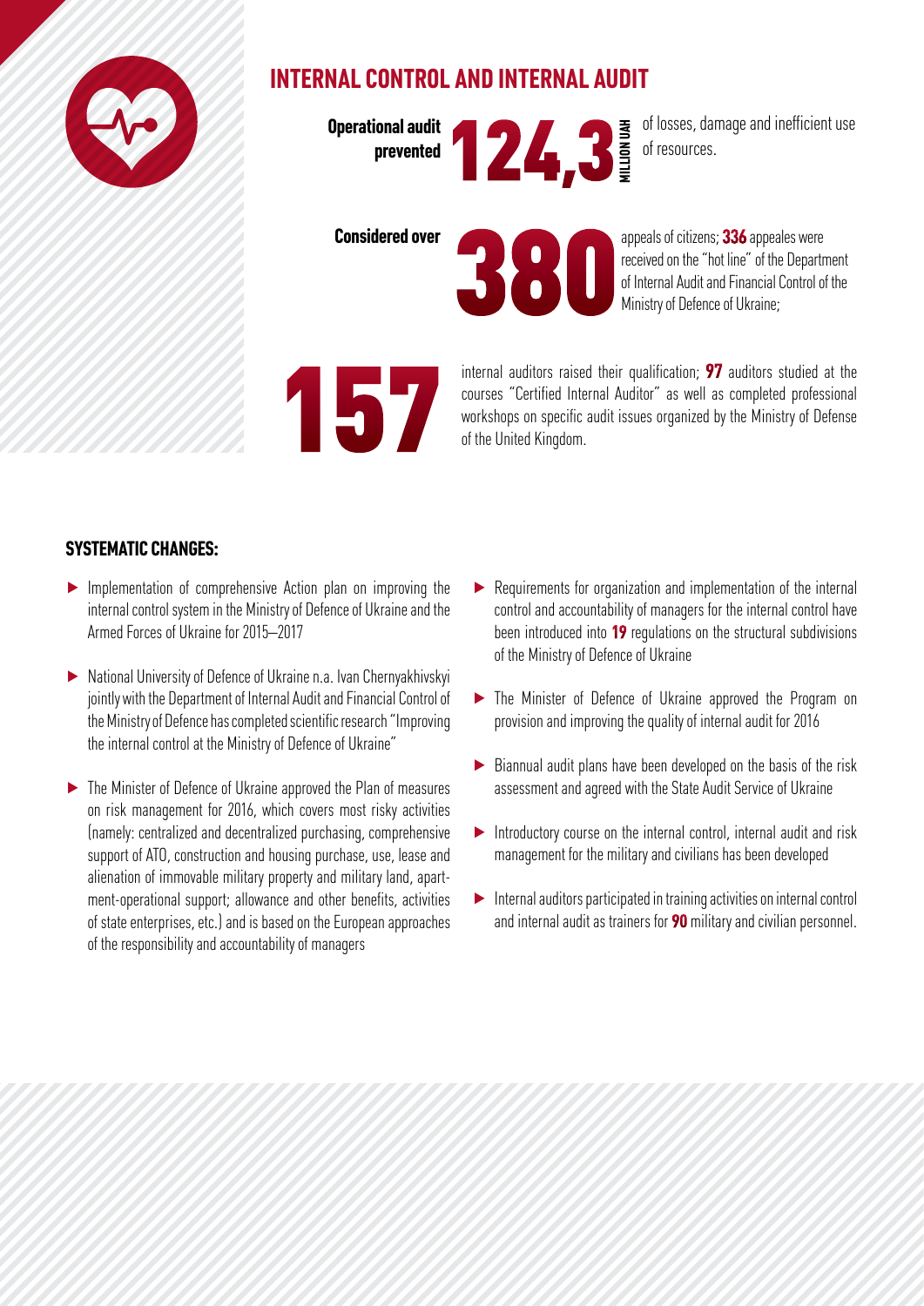# INTERNAL CONTROL AND INTERNAL AUDIT

**Operational audit prevented** **124,3** MILLION UAH of losses, damage and inefficient use of resources.

**Considered over** **380** appeals of citizens; **336** appeales were received on the "hot line" of the Department of Internal Audit and Financial Control of the Ministry of Defence of Ukraine;

**157** internal auditors raised their qualification; **97** auditors studied at the courses "Certified Internal Auditor" as well as completed professional workshops on specific audit issues organized by the Ministry of Defense of the United Kingdom.

## SYSTEMATIC CHANGES:

- Implementation of comprehensive Action plan on improving the internal control system in the Ministry of Defence of Ukraine and the Armed Forces of Ukraine for 2015–2017
- National University of Defence of Ukraine n.a. Ivan Chernyakhivskyi jointly with the Department of Internal Audit and Financial Control of the Ministry of Defence has completed scientific research "Improving the internal control at the Ministry of Defence of Ukraine"
- The Minister of Defence of Ukraine approved the Plan of measures on risk management for 2016, which covers most risky activities (namely: centralized and decentralized purchasing, comprehensive support of ATO, construction and housing purchase, use, lease and alienation of immovable military property and military land, apartment-operational support; allowance and other benefits, activities of state enterprises, etc.) and is based on the European approaches of the responsibility and accountability of managers
- Requirements for organization and implementation of the internal control and accountability of managers for the internal control have been introduced into **19** regulations on the structural subdivisions of the Ministry of Defence of Ukraine
- The Minister of Defence of Ukraine approved the Program on provision and improving the quality of internal audit for 2016
- Biannual audit plans have been developed on the basis of the risk assessment and agreed with the State Audit Service of Ukraine
- Introductory course on the internal control, internal audit and risk management for the military and civilians has been developed
- Internal auditors participated in training activities on internal control and internal audit as trainers for **90** military and civilian personnel.